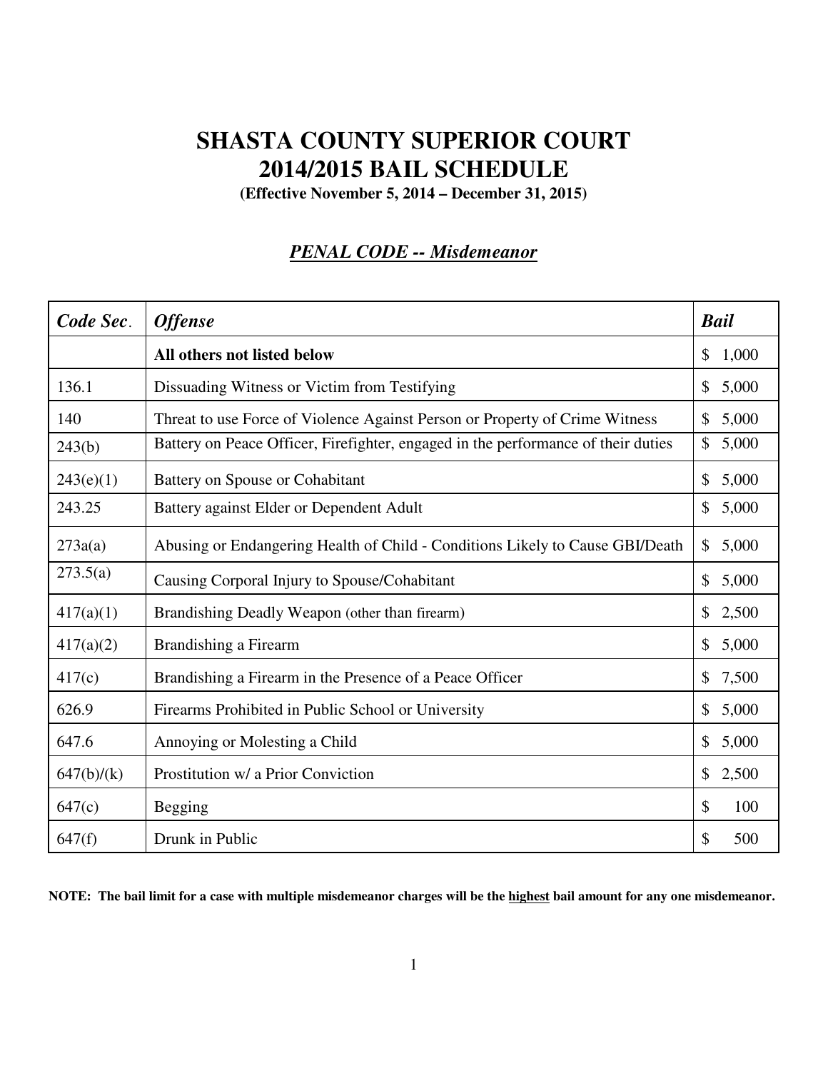# SHASTA COUNTY SUPERIOR COURT
# 2014/2015 BAIL SCHEDULE

**(Effective November 5, 2014 – December 31, 2015)**

## ***PENAL CODE -- Misdemeanor***

| *Code Sec.* | *Offense* | *Bail* |
|---|---|---|
| | **All others not listed below** | $ 1,000 |
| 136.1 | Dissuading Witness or Victim from Testifying | $ 5,000 |
| 140 | Threat to use Force of Violence Against Person or Property of Crime Witness | $ 5,000 |
| 243(b) | Battery on Peace Officer, Firefighter, engaged in the performance of their duties | $ 5,000 |
| 243(e)(1) | Battery on Spouse or Cohabitant | $ 5,000 |
| 243.25 | Battery against Elder or Dependent Adult | $ 5,000 |
| 273a(a) | Abusing or Endangering Health of Child - Conditions Likely to Cause GBI/Death | $ 5,000 |
| 273.5(a) | Causing Corporal Injury to Spouse/Cohabitant | $ 5,000 |
| 417(a)(1) | Brandishing Deadly Weapon (other than firearm) | $ 2,500 |
| 417(a)(2) | Brandishing a Firearm | $ 5,000 |
| 417(c) | Brandishing a Firearm in the Presence of a Peace Officer | $ 7,500 |
| 626.9 | Firearms Prohibited in Public School or University | $ 5,000 |
| 647.6 | Annoying or Molesting a Child | $ 5,000 |
| 647(b)/(k) | Prostitution w/ a Prior Conviction | $ 2,500 |
| 647(c) | Begging | $ 100 |
| 647(f) | Drunk in Public | $ 500 |

**NOTE: The bail limit for a case with multiple misdemeanor charges will be the <u>highest</u> bail amount for any one misdemeanor.**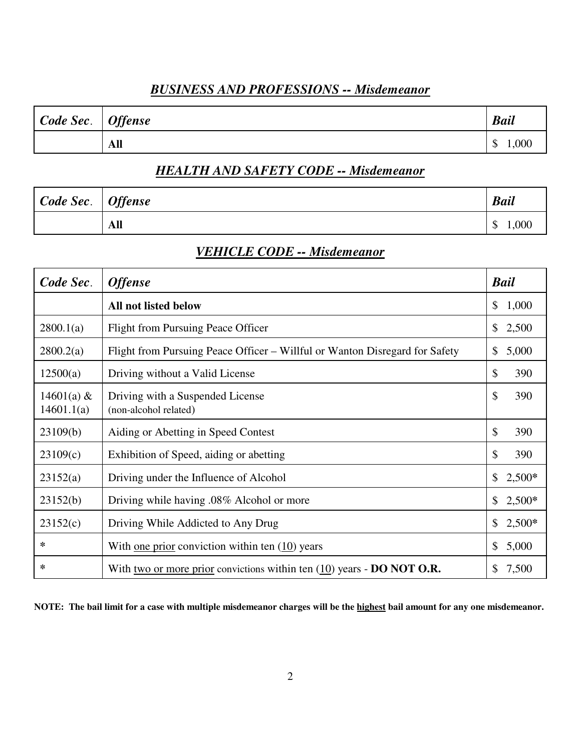## ***BUSINESS AND PROFESSIONS -- Misdemeanor***

| ***Code Sec.*** | ***Offense*** | ***Bail*** |
| --- | --- | --- |
| | **All** | $ 1,000 |

## ***HEALTH AND SAFETY CODE -- Misdemeanor***

| ***Code Sec.*** | ***Offense*** | ***Bail*** |
| --- | --- | --- |
| | **All** | $ 1,000 |

## ***VEHICLE CODE -- Misdemeanor***

| ***Code Sec.*** | ***Offense*** | ***Bail*** |
| --- | --- | --- |
| | **All not listed below** | $ 1,000 |
| 2800.1(a) | Flight from Pursuing Peace Officer | $ 2,500 |
| 2800.2(a) | Flight from Pursuing Peace Officer – Willful or Wanton Disregard for Safety | $ 5,000 |
| 12500(a) | Driving without a Valid License | $ 390 |
| 14601(a) & 14601.1(a) | Driving with a Suspended License (non-alcohol related) | $ 390 |
| 23109(b) | Aiding or Abetting in Speed Contest | $ 390 |
| 23109(c) | Exhibition of Speed, aiding or abetting | $ 390 |
| 23152(a) | Driving under the Influence of Alcohol | $ 2,500**\*** |
| 23152(b) | Driving while having .08% Alcohol or more | $ 2,500**\*** |
| 23152(c) | Driving While Addicted to Any Drug | $ 2,500**\*** |
| * | With one prior conviction within ten (10) years | $ 5,000 |
| * | With two or more prior convictions within ten (10) years - **DO NOT O.R.** | $ 7,500 |

**NOTE: The bail limit for a case with multiple misdemeanor charges will be the highest bail amount for any one misdemeanor.**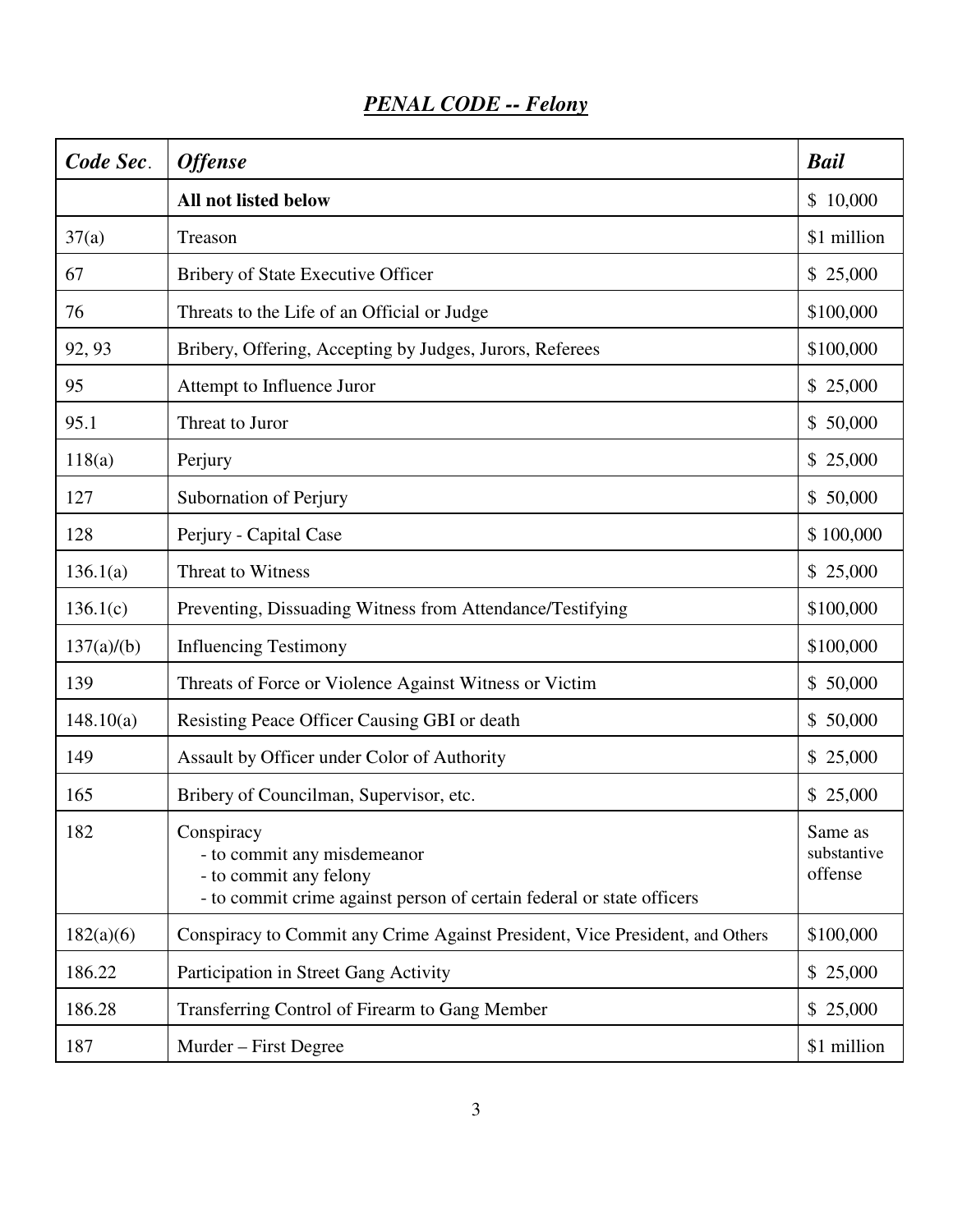## ***PENAL CODE -- Felony***

| ***Code Sec.*** | ***Offense*** | ***Bail*** |
|---|---|---|
| | **All not listed below** | $ 10,000 |
| 37(a) | Treason | $1 million |
| 67 | Bribery of State Executive Officer | $ 25,000 |
| 76 | Threats to the Life of an Official or Judge | $100,000 |
| 92, 93 | Bribery, Offering, Accepting by Judges, Jurors, Referees | $100,000 |
| 95 | Attempt to Influence Juror | $ 25,000 |
| 95.1 | Threat to Juror | $ 50,000 |
| 118(a) | Perjury | $ 25,000 |
| 127 | Subornation of Perjury | $ 50,000 |
| 128 | Perjury - Capital Case | $ 100,000 |
| 136.1(a) | Threat to Witness | $ 25,000 |
| 136.1(c) | Preventing, Dissuading Witness from Attendance/Testifying | $100,000 |
| 137(a)/(b) | Influencing Testimony | $100,000 |
| 139 | Threats of Force or Violence Against Witness or Victim | $ 50,000 |
| 148.10(a) | Resisting Peace Officer Causing GBI or death | $ 50,000 |
| 149 | Assault by Officer under Color of Authority | $ 25,000 |
| 165 | Bribery of Councilman, Supervisor, etc. | $ 25,000 |
| 182 | Conspiracy<br>- to commit any misdemeanor<br>- to commit any felony<br>- to commit crime against person of certain federal or state officers | Same as substantive offense |
| 182(a)(6) | Conspiracy to Commit any Crime Against President, Vice President, and Others | $100,000 |
| 186.22 | Participation in Street Gang Activity | $ 25,000 |
| 186.28 | Transferring Control of Firearm to Gang Member | $ 25,000 |
| 187 | Murder – First Degree | $1 million |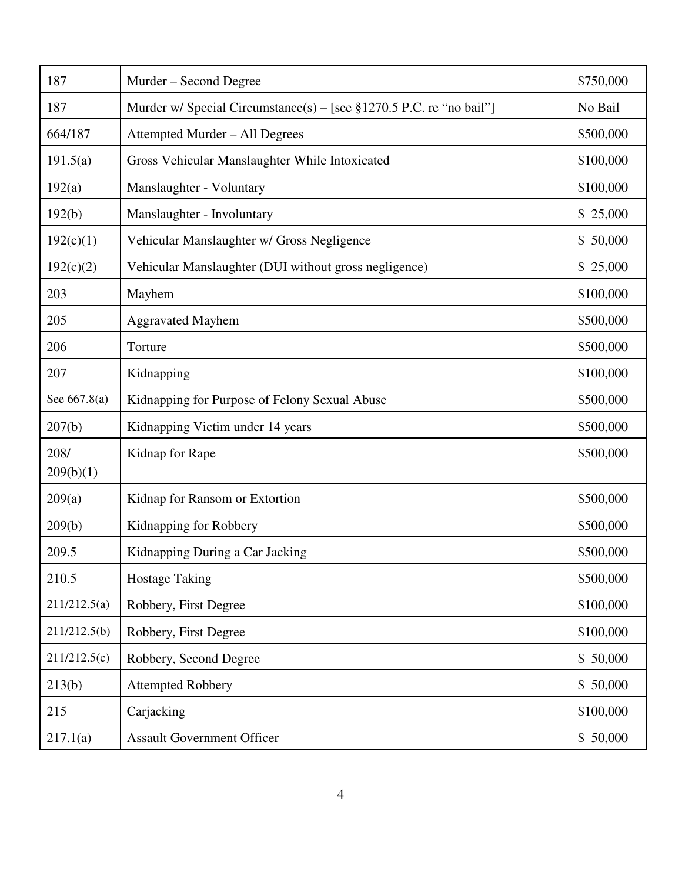| 187 | Murder – Second Degree | $750,000 |
|---|---|---|
| 187 | Murder w/ Special Circumstance(s) – [see §1270.5 P.C. re "no bail"] | No Bail |
| 664/187 | Attempted Murder – All Degrees | $500,000 |
| 191.5(a) | Gross Vehicular Manslaughter While Intoxicated | $100,000 |
| 192(a) | Manslaughter - Voluntary | $100,000 |
| 192(b) | Manslaughter - Involuntary | $ 25,000 |
| 192(c)(1) | Vehicular Manslaughter w/ Gross Negligence | $ 50,000 |
| 192(c)(2) | Vehicular Manslaughter (DUI without gross negligence) | $ 25,000 |
| 203 | Mayhem | $100,000 |
| 205 | Aggravated Mayhem | $500,000 |
| 206 | Torture | $500,000 |
| 207 | Kidnapping | $100,000 |
| See 667.8(a) | Kidnapping for Purpose of Felony Sexual Abuse | $500,000 |
| 207(b) | Kidnapping Victim under 14 years | $500,000 |
| 208/ 209(b)(1) | Kidnap for Rape | $500,000 |
| 209(a) | Kidnap for Ransom or Extortion | $500,000 |
| 209(b) | Kidnapping for Robbery | $500,000 |
| 209.5 | Kidnapping During a Car Jacking | $500,000 |
| 210.5 | Hostage Taking | $500,000 |
| 211/212.5(a) | Robbery, First Degree | $100,000 |
| 211/212.5(b) | Robbery, First Degree | $100,000 |
| 211/212.5(c) | Robbery, Second Degree | $ 50,000 |
| 213(b) | Attempted Robbery | $ 50,000 |
| 215 | Carjacking | $100,000 |
| 217.1(a) | Assault Government Officer | $ 50,000 |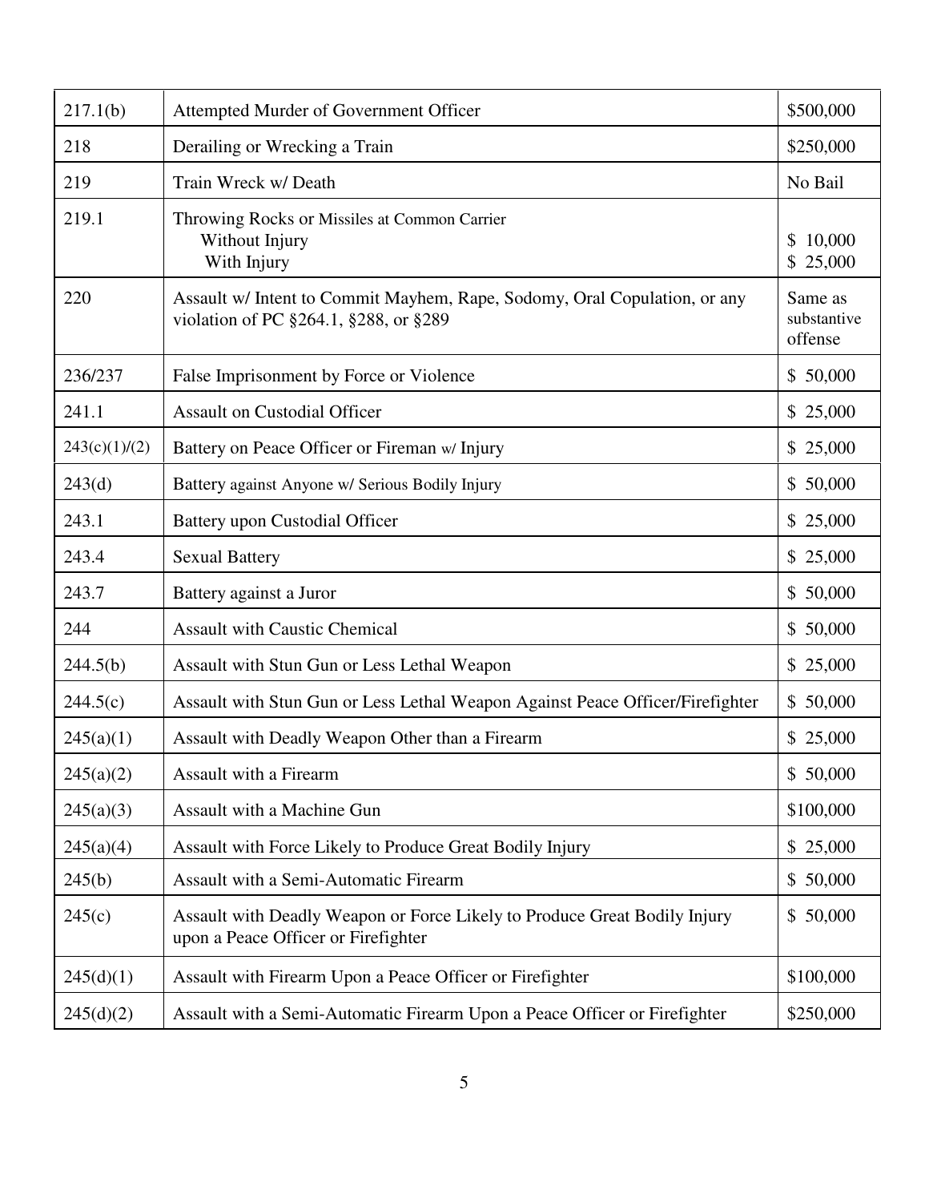| | | |
|---|---|---|
| 217.1(b) | Attempted Murder of Government Officer | $500,000 |
| 218 | Derailing or Wrecking a Train | $250,000 |
| 219 | Train Wreck w/ Death | No Bail |
| 219.1 | Throwing Rocks or Missiles at Common Carrier<br>Without Injury<br>With Injury | <br>$ 10,000<br>$ 25,000 |
| 220 | Assault w/ Intent to Commit Mayhem, Rape, Sodomy, Oral Copulation, or any violation of PC §264.1, §288, or §289 | Same as substantive offense |
| 236/237 | False Imprisonment by Force or Violence | $ 50,000 |
| 241.1 | Assault on Custodial Officer | $ 25,000 |
| 243(c)(1)/(2) | Battery on Peace Officer or Fireman w/ Injury | $ 25,000 |
| 243(d) | Battery against Anyone w/ Serious Bodily Injury | $ 50,000 |
| 243.1 | Battery upon Custodial Officer | $ 25,000 |
| 243.4 | Sexual Battery | $ 25,000 |
| 243.7 | Battery against a Juror | $ 50,000 |
| 244 | Assault with Caustic Chemical | $ 50,000 |
| 244.5(b) | Assault with Stun Gun or Less Lethal Weapon | $ 25,000 |
| 244.5(c) | Assault with Stun Gun or Less Lethal Weapon Against Peace Officer/Firefighter | $ 50,000 |
| 245(a)(1) | Assault with Deadly Weapon Other than a Firearm | $ 25,000 |
| 245(a)(2) | Assault with a Firearm | $ 50,000 |
| 245(a)(3) | Assault with a Machine Gun | $100,000 |
| 245(a)(4) | Assault with Force Likely to Produce Great Bodily Injury | $ 25,000 |
| 245(b) | Assault with a Semi-Automatic Firearm | $ 50,000 |
| 245(c) | Assault with Deadly Weapon or Force Likely to Produce Great Bodily Injury upon a Peace Officer or Firefighter | $ 50,000 |
| 245(d)(1) | Assault with Firearm Upon a Peace Officer or Firefighter | $100,000 |
| 245(d)(2) | Assault with a Semi-Automatic Firearm Upon a Peace Officer or Firefighter | $250,000 |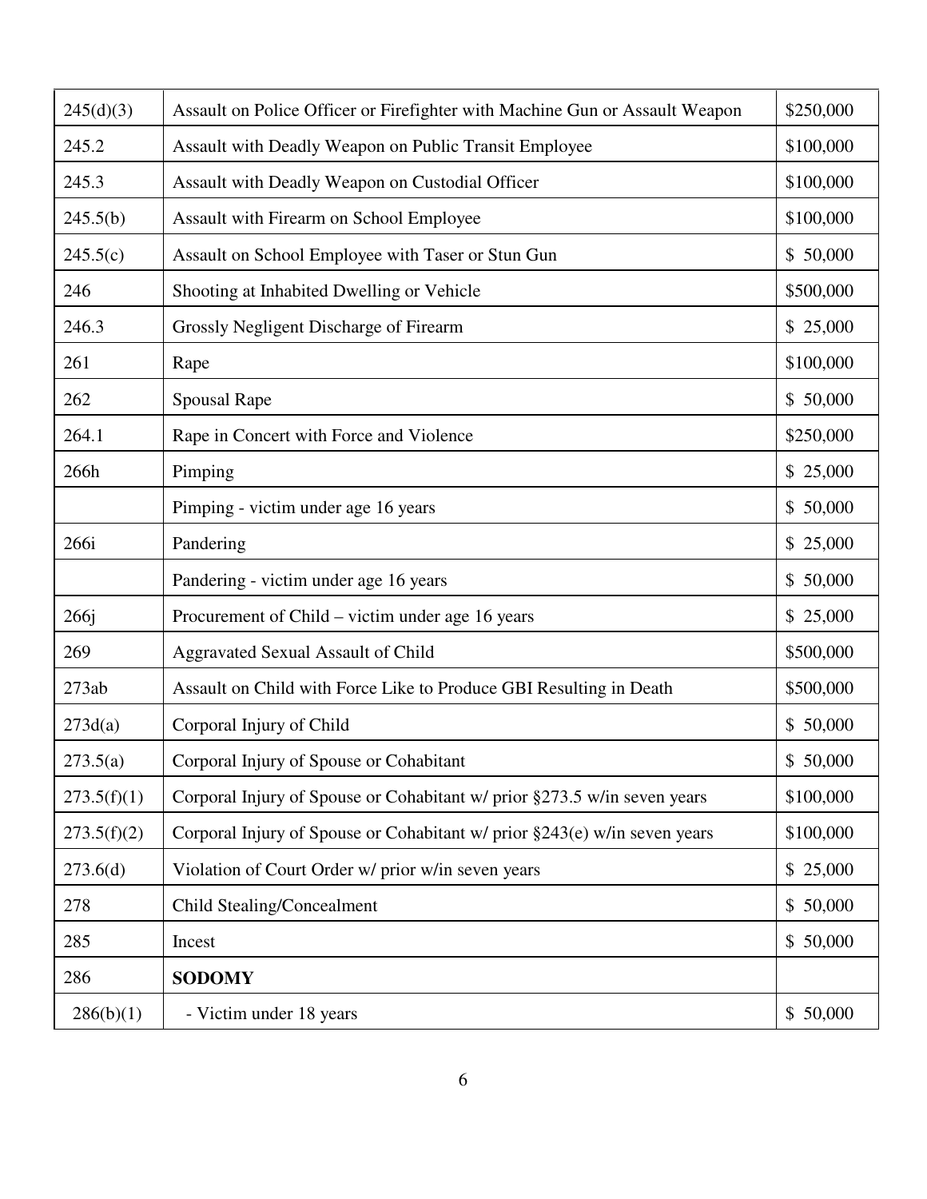| 245(d)(3) | Assault on Police Officer or Firefighter with Machine Gun or Assault Weapon | $250,000 |
|---|---|---|
| 245.2 | Assault with Deadly Weapon on Public Transit Employee | $100,000 |
| 245.3 | Assault with Deadly Weapon on Custodial Officer | $100,000 |
| 245.5(b) | Assault with Firearm on School Employee | $100,000 |
| 245.5(c) | Assault on School Employee with Taser or Stun Gun | $ 50,000 |
| 246 | Shooting at Inhabited Dwelling or Vehicle | $500,000 |
| 246.3 | Grossly Negligent Discharge of Firearm | $ 25,000 |
| 261 | Rape | $100,000 |
| 262 | Spousal Rape | $ 50,000 |
| 264.1 | Rape in Concert with Force and Violence | $250,000 |
| 266h | Pimping | $ 25,000 |
| | Pimping - victim under age 16 years | $ 50,000 |
| 266i | Pandering | $ 25,000 |
| | Pandering - victim under age 16 years | $ 50,000 |
| 266j | Procurement of Child – victim under age 16 years | $ 25,000 |
| 269 | Aggravated Sexual Assault of Child | $500,000 |
| 273ab | Assault on Child with Force Like to Produce GBI Resulting in Death | $500,000 |
| 273d(a) | Corporal Injury of Child | $ 50,000 |
| 273.5(a) | Corporal Injury of Spouse or Cohabitant | $ 50,000 |
| 273.5(f)(1) | Corporal Injury of Spouse or Cohabitant w/ prior §273.5 w/in seven years | $100,000 |
| 273.5(f)(2) | Corporal Injury of Spouse or Cohabitant w/ prior §243(e) w/in seven years | $100,000 |
| 273.6(d) | Violation of Court Order w/ prior w/in seven years | $ 25,000 |
| 278 | Child Stealing/Concealment | $ 50,000 |
| 285 | Incest | $ 50,000 |
| 286 | **SODOMY** | |
| 286(b)(1) | - Victim under 18 years | $ 50,000 |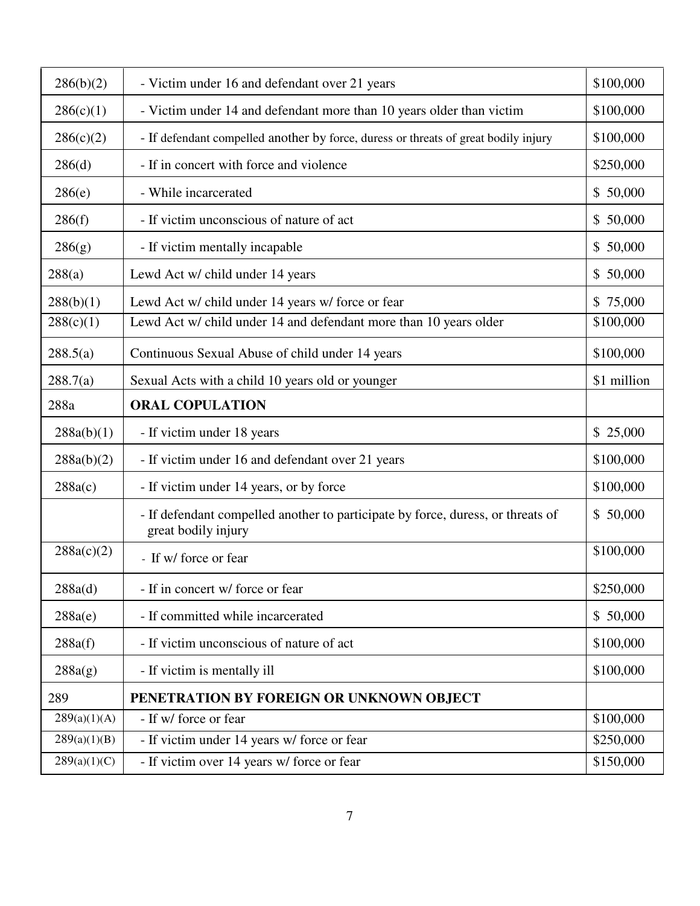| | | |
|---|---|---|
| 286(b)(2) | - Victim under 16 and defendant over 21 years | \$100,000 |
| 286(c)(1) | - Victim under 14 and defendant more than 10 years older than victim | \$100,000 |
| 286(c)(2) | - If defendant compelled another by force, duress or threats of great bodily injury | \$100,000 |
| 286(d) | - If in concert with force and violence | \$250,000 |
| 286(e) | - While incarcerated | \$ 50,000 |
| 286(f) | - If victim unconscious of nature of act | \$ 50,000 |
| 286(g) | - If victim mentally incapable | \$ 50,000 |
| 288(a) | Lewd Act w/ child under 14 years | \$ 50,000 |
| 288(b)(1) | Lewd Act w/ child under 14 years w/ force or fear | \$ 75,000 |
| 288(c)(1) | Lewd Act w/ child under 14 and defendant more than 10 years older | \$100,000 |
| 288.5(a) | Continuous Sexual Abuse of child under 14 years | \$100,000 |
| 288.7(a) | Sexual Acts with a child 10 years old or younger | \$1 million |
| 288a | **ORAL COPULATION** | |
| 288a(b)(1) | - If victim under 18 years | \$ 25,000 |
| 288a(b)(2) | - If victim under 16 and defendant over 21 years | \$100,000 |
| 288a(c) | - If victim under 14 years, or by force | \$100,000 |
| | - If defendant compelled another to participate by force, duress, or threats of great bodily injury | \$ 50,000 |
| 288a(c)(2) | - If w/ force or fear | \$100,000 |
| 288a(d) | - If in concert w/ force or fear | \$250,000 |
| 288a(e) | - If committed while incarcerated | \$ 50,000 |
| 288a(f) | - If victim unconscious of nature of act | \$100,000 |
| 288a(g) | - If victim is mentally ill | \$100,000 |
| 289 | **PENETRATION BY FOREIGN OR UNKNOWN OBJECT** | |
| 289(a)(1)(A) | - If w/ force or fear | \$100,000 |
| 289(a)(1)(B) | - If victim under 14 years w/ force or fear | \$250,000 |
| 289(a)(1)(C) | - If victim over 14 years w/ force or fear | \$150,000 |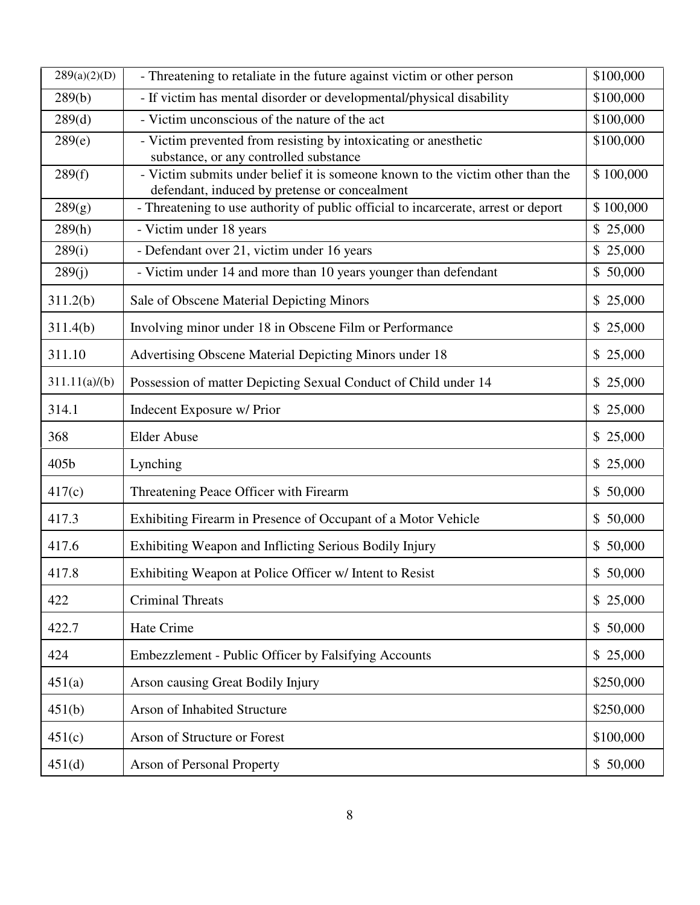| | | |
|---|---|---|
| 289(a)(2)(D) | - Threatening to retaliate in the future against victim or other person | $100,000 |
| 289(b) | - If victim has mental disorder or developmental/physical disability | $100,000 |
| 289(d) | - Victim unconscious of the nature of the act | $100,000 |
| 289(e) | - Victim prevented from resisting by intoxicating or anesthetic substance, or any controlled substance | $100,000 |
| 289(f) | - Victim submits under belief it is someone known to the victim other than the defendant, induced by pretense or concealment | $ 100,000 |
| 289(g) | - Threatening to use authority of public official to incarcerate, arrest or deport | $ 100,000 |
| 289(h) | - Victim under 18 years | $ 25,000 |
| 289(i) | - Defendant over 21, victim under 16 years | $ 25,000 |
| 289(j) | - Victim under 14 and more than 10 years younger than defendant | $ 50,000 |
| 311.2(b) | Sale of Obscene Material Depicting Minors | $ 25,000 |
| 311.4(b) | Involving minor under 18 in Obscene Film or Performance | $ 25,000 |
| 311.10 | Advertising Obscene Material Depicting Minors under 18 | $ 25,000 |
| 311.11(a)/(b) | Possession of matter Depicting Sexual Conduct of Child under 14 | $ 25,000 |
| 314.1 | Indecent Exposure w/ Prior | $ 25,000 |
| 368 | Elder Abuse | $ 25,000 |
| 405b | Lynching | $ 25,000 |
| 417(c) | Threatening Peace Officer with Firearm | $ 50,000 |
| 417.3 | Exhibiting Firearm in Presence of Occupant of a Motor Vehicle | $ 50,000 |
| 417.6 | Exhibiting Weapon and Inflicting Serious Bodily Injury | $ 50,000 |
| 417.8 | Exhibiting Weapon at Police Officer w/ Intent to Resist | $ 50,000 |
| 422 | Criminal Threats | $ 25,000 |
| 422.7 | Hate Crime | $ 50,000 |
| 424 | Embezzlement - Public Officer by Falsifying Accounts | $ 25,000 |
| 451(a) | Arson causing Great Bodily Injury | $250,000 |
| 451(b) | Arson of Inhabited Structure | $250,000 |
| 451(c) | Arson of Structure or Forest | $100,000 |
| 451(d) | Arson of Personal Property | $ 50,000 |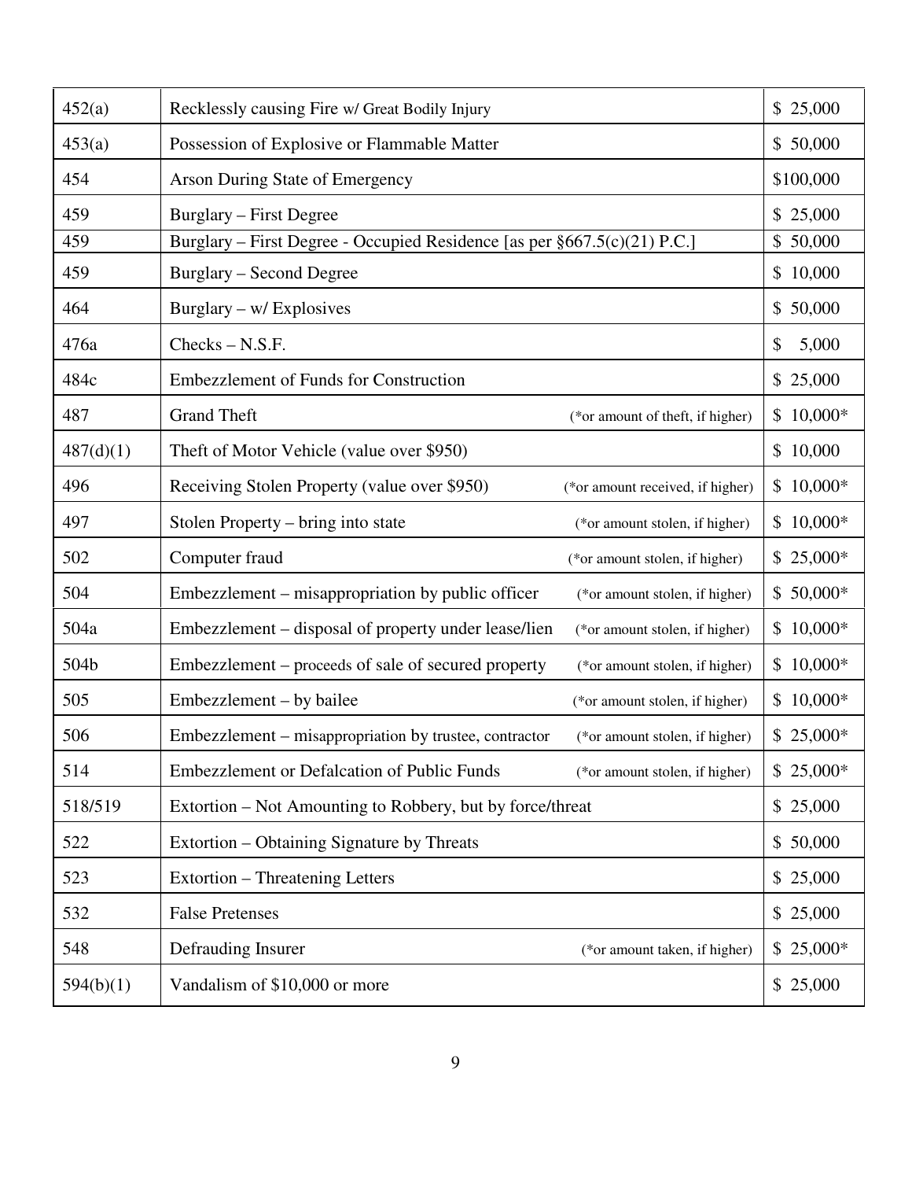| 452(a) | Recklessly causing Fire w/ Great Bodily Injury | $ 25,000 |
|---|---|---|
| 453(a) | Possession of Explosive or Flammable Matter | $ 50,000 |
| 454 | Arson During State of Emergency | $100,000 |
| 459 | Burglary – First Degree | $ 25,000 |
| 459 | Burglary – First Degree - Occupied Residence [as per §667.5(c)(21) P.C.] | $ 50,000 |
| 459 | Burglary – Second Degree | $ 10,000 |
| 464 | Burglary – w/ Explosives | $ 50,000 |
| 476a | Checks – N.S.F. | $ 5,000 |
| 484c | Embezzlement of Funds for Construction | $ 25,000 |
| 487 | Grand Theft (*or amount of theft, if higher) | $ 10,000* |
| 487(d)(1) | Theft of Motor Vehicle (value over $950) | $ 10,000 |
| 496 | Receiving Stolen Property (value over $950) (*or amount received, if higher) | $ 10,000* |
| 497 | Stolen Property – bring into state (*or amount stolen, if higher) | $ 10,000* |
| 502 | Computer fraud (*or amount stolen, if higher) | $ 25,000* |
| 504 | Embezzlement – misappropriation by public officer (*or amount stolen, if higher) | $ 50,000* |
| 504a | Embezzlement – disposal of property under lease/lien (*or amount stolen, if higher) | $ 10,000* |
| 504b | Embezzlement – proceeds of sale of secured property (*or amount stolen, if higher) | $ 10,000* |
| 505 | Embezzlement – by bailee (*or amount stolen, if higher) | $ 10,000* |
| 506 | Embezzlement – misappropriation by trustee, contractor (*or amount stolen, if higher) | $ 25,000* |
| 514 | Embezzlement or Defalcation of Public Funds (*or amount stolen, if higher) | $ 25,000* |
| 518/519 | Extortion – Not Amounting to Robbery, but by force/threat | $ 25,000 |
| 522 | Extortion – Obtaining Signature by Threats | $ 50,000 |
| 523 | Extortion – Threatening Letters | $ 25,000 |
| 532 | False Pretenses | $ 25,000 |
| 548 | Defrauding Insurer (*or amount taken, if higher) | $ 25,000* |
| 594(b)(1) | Vandalism of $10,000 or more | $ 25,000 |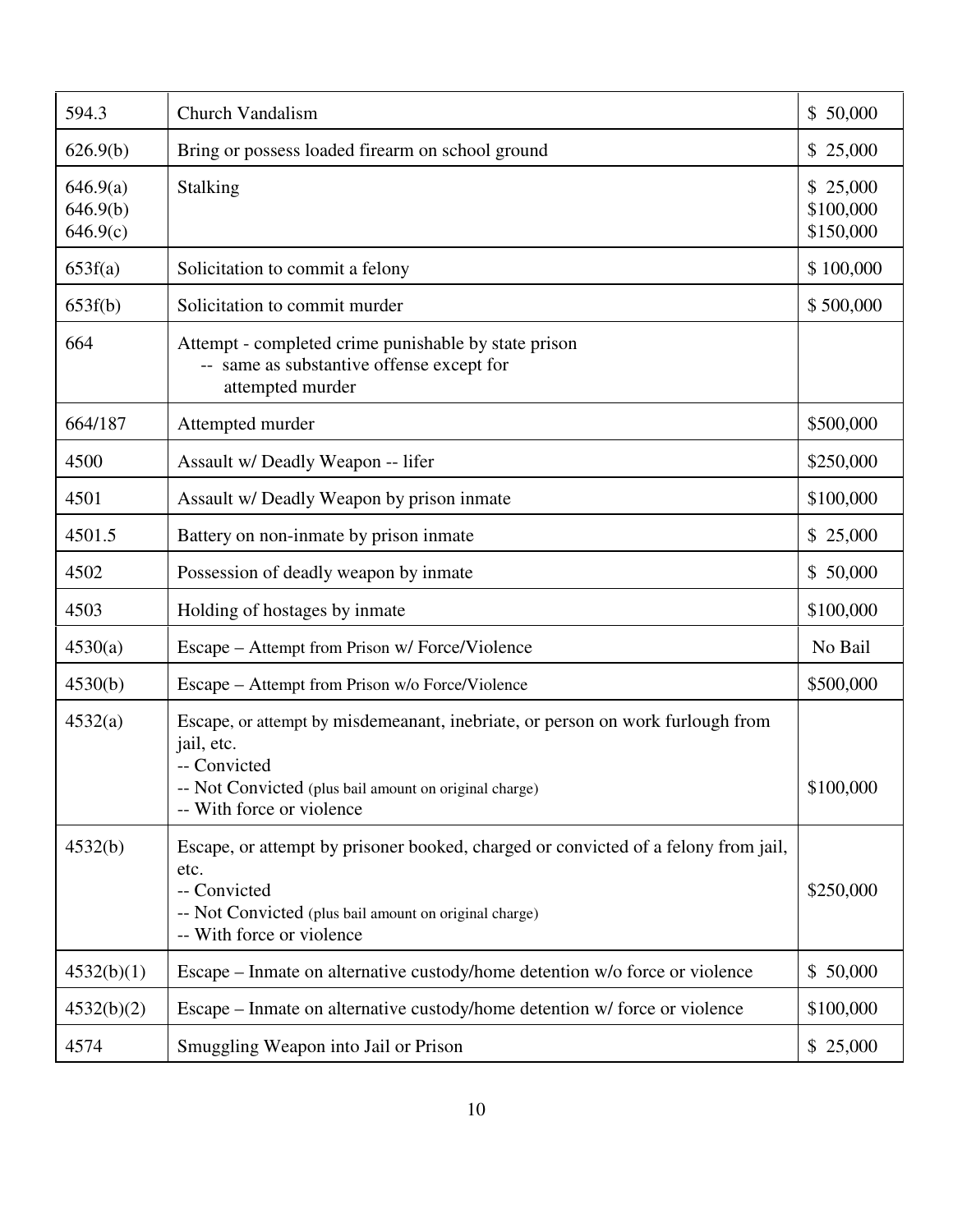| | | |
|---|---|---|
| 594.3 | Church Vandalism | $ 50,000 |
| 626.9(b) | Bring or possess loaded firearm on school ground | $ 25,000 |
| 646.9(a)<br>646.9(b)<br>646.9(c) | Stalking | $ 25,000<br>$100,000<br>$150,000 |
| 653f(a) | Solicitation to commit a felony | $ 100,000 |
| 653f(b) | Solicitation to commit murder | $ 500,000 |
| 664 | Attempt - completed crime punishable by state prison<br>-- same as substantive offense except for attempted murder | |
| 664/187 | Attempted murder | $500,000 |
| 4500 | Assault w/ Deadly Weapon -- lifer | $250,000 |
| 4501 | Assault w/ Deadly Weapon by prison inmate | $100,000 |
| 4501.5 | Battery on non-inmate by prison inmate | $ 25,000 |
| 4502 | Possession of deadly weapon by inmate | $ 50,000 |
| 4503 | Holding of hostages by inmate | $100,000 |
| 4530(a) | Escape – Attempt from Prison w/ Force/Violence | No Bail |
| 4530(b) | Escape – Attempt from Prison w/o Force/Violence | $500,000 |
| 4532(a) | Escape, or attempt by misdemeanant, inebriate, or person on work furlough from jail, etc.<br>-- Convicted<br>-- Not Convicted (plus bail amount on original charge)<br>-- With force or violence | $100,000 |
| 4532(b) | Escape, or attempt by prisoner booked, charged or convicted of a felony from jail, etc.<br>-- Convicted<br>-- Not Convicted (plus bail amount on original charge)<br>-- With force or violence | $250,000 |
| 4532(b)(1) | Escape – Inmate on alternative custody/home detention w/o force or violence | $ 50,000 |
| 4532(b)(2) | Escape – Inmate on alternative custody/home detention w/ force or violence | $100,000 |
| 4574 | Smuggling Weapon into Jail or Prison | $ 25,000 |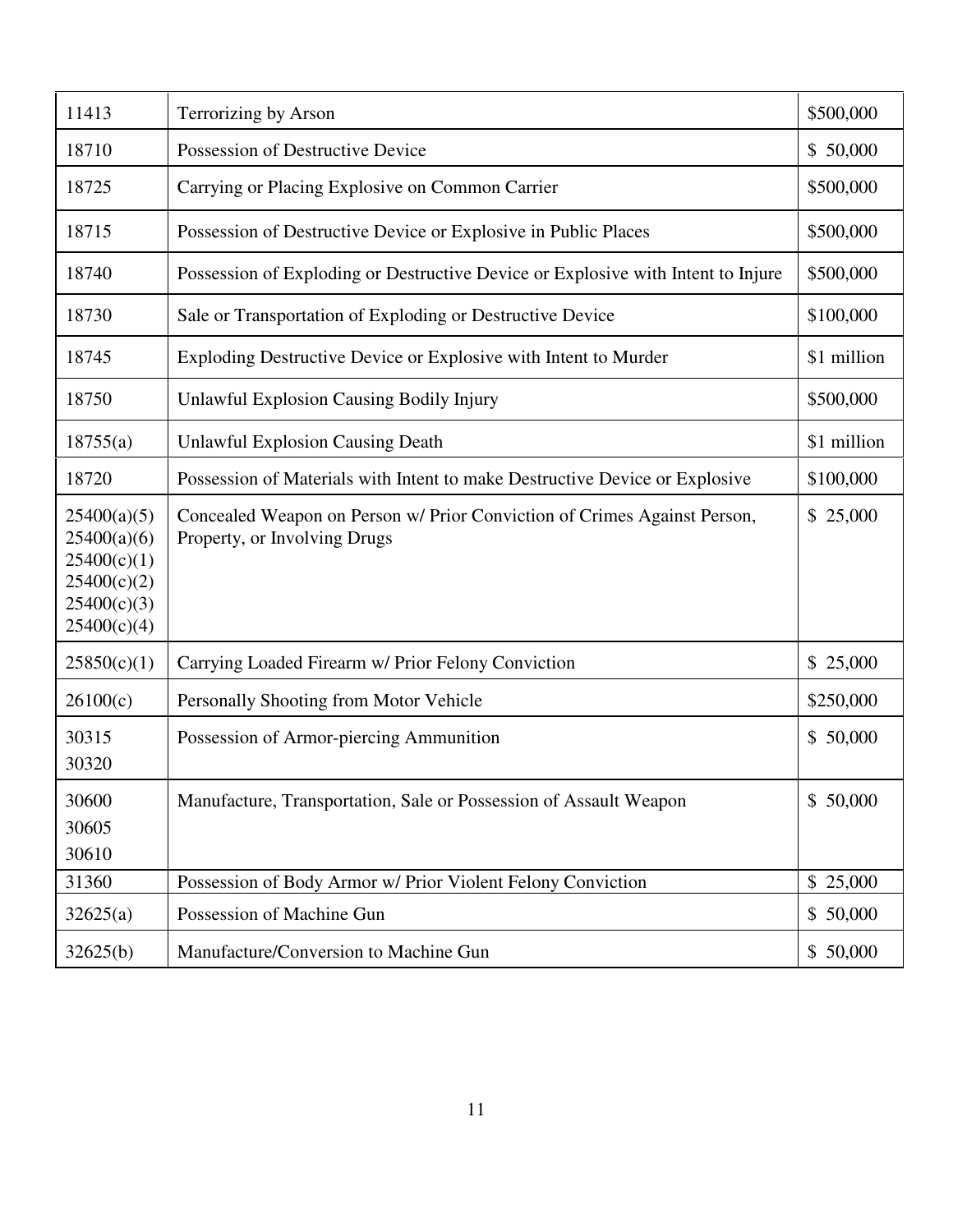| | | |
|---|---|---|
| 11413 | Terrorizing by Arson | $500,000 |
| 18710 | Possession of Destructive Device | $ 50,000 |
| 18725 | Carrying or Placing Explosive on Common Carrier | $500,000 |
| 18715 | Possession of Destructive Device or Explosive in Public Places | $500,000 |
| 18740 | Possession of Exploding or Destructive Device or Explosive with Intent to Injure | $500,000 |
| 18730 | Sale or Transportation of Exploding or Destructive Device | $100,000 |
| 18745 | Exploding Destructive Device or Explosive with Intent to Murder | $1 million |
| 18750 | Unlawful Explosion Causing Bodily Injury | $500,000 |
| 18755(a) | Unlawful Explosion Causing Death | $1 million |
| 18720 | Possession of Materials with Intent to make Destructive Device or Explosive | $100,000 |
| 25400(a)(5)<br>25400(a)(6)<br>25400(c)(1)<br>25400(c)(2)<br>25400(c)(3)<br>25400(c)(4) | Concealed Weapon on Person w/ Prior Conviction of Crimes Against Person, Property, or Involving Drugs | $ 25,000 |
| 25850(c)(1) | Carrying Loaded Firearm w/ Prior Felony Conviction | $ 25,000 |
| 26100(c) | Personally Shooting from Motor Vehicle | $250,000 |
| 30315<br>30320 | Possession of Armor-piercing Ammunition | $ 50,000 |
| 30600<br>30605<br>30610 | Manufacture, Transportation, Sale or Possession of Assault Weapon | $ 50,000 |
| 31360 | Possession of Body Armor w/ Prior Violent Felony Conviction | $ 25,000 |
| 32625(a) | Possession of Machine Gun | $ 50,000 |
| 32625(b) | Manufacture/Conversion to Machine Gun | $ 50,000 |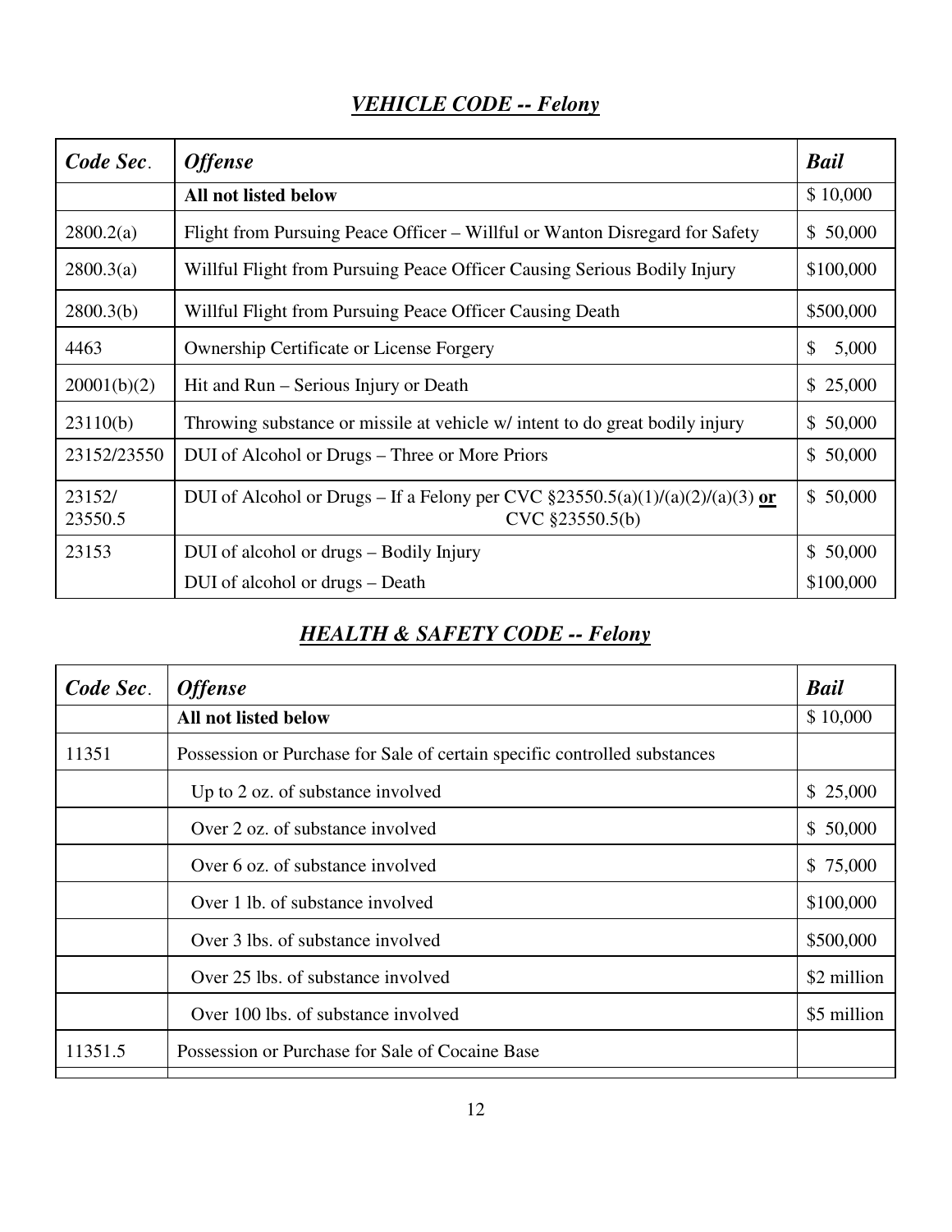## *VEHICLE CODE -- Felony*

| *Code Sec*. | *Offense* | *Bail* |
|---|---|---|
| | **All not listed below** | $ 10,000 |
| 2800.2(a) | Flight from Pursuing Peace Officer – Willful or Wanton Disregard for Safety | $ 50,000 |
| 2800.3(a) | Willful Flight from Pursuing Peace Officer Causing Serious Bodily Injury | $100,000 |
| 2800.3(b) | Willful Flight from Pursuing Peace Officer Causing Death | $500,000 |
| 4463 | Ownership Certificate or License Forgery | $ 5,000 |
| 20001(b)(2) | Hit and Run – Serious Injury or Death | $ 25,000 |
| 23110(b) | Throwing substance or missile at vehicle w/ intent to do great bodily injury | $ 50,000 |
| 23152/23550 | DUI of Alcohol or Drugs – Three or More Priors | $ 50,000 |
| 23152/ 23550.5 | DUI of Alcohol or Drugs – If a Felony per CVC §23550.5(a)(1)/(a)(2)/(a)(3) **or** CVC §23550.5(b) | $ 50,000 |
| 23153 | DUI of alcohol or drugs – Bodily Injury | $ 50,000 |
| | DUI of alcohol or drugs – Death | $100,000 |

## *HEALTH & SAFETY CODE -- Felony*

| *Code Sec*. | *Offense* | *Bail* |
|---|---|---|
| | **All not listed below** | $ 10,000 |
| 11351 | Possession or Purchase for Sale of certain specific controlled substances | |
| | Up to 2 oz. of substance involved | $ 25,000 |
| | Over 2 oz. of substance involved | $ 50,000 |
| | Over 6 oz. of substance involved | $ 75,000 |
| | Over 1 lb. of substance involved | $100,000 |
| | Over 3 lbs. of substance involved | $500,000 |
| | Over 25 lbs. of substance involved | $2 million |
| | Over 100 lbs. of substance involved | $5 million |
| 11351.5 | Possession or Purchase for Sale of Cocaine Base | |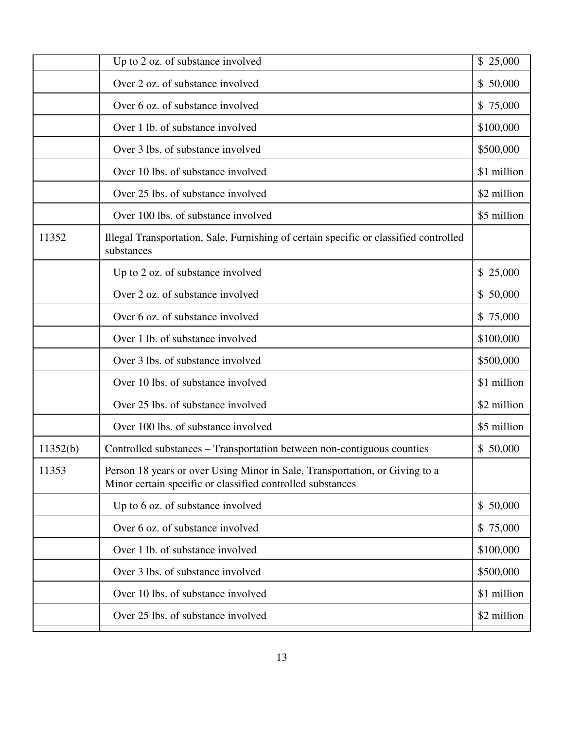| | | |
|---|---|---|
| | Up to 2 oz. of substance involved | $ 25,000 |
| | Over 2 oz. of substance involved | $ 50,000 |
| | Over 6 oz. of substance involved | $ 75,000 |
| | Over 1 lb. of substance involved | $100,000 |
| | Over 3 lbs. of substance involved | $500,000 |
| | Over 10 lbs. of substance involved | $1 million |
| | Over 25 lbs. of substance involved | $2 million |
| | Over 100 lbs. of substance involved | $5 million |
| 11352 | Illegal Transportation, Sale, Furnishing of certain specific or classified controlled substances | |
| | Up to 2 oz. of substance involved | $ 25,000 |
| | Over 2 oz. of substance involved | $ 50,000 |
| | Over 6 oz. of substance involved | $ 75,000 |
| | Over 1 lb. of substance involved | $100,000 |
| | Over 3 lbs. of substance involved | $500,000 |
| | Over 10 lbs. of substance involved | $1 million |
| | Over 25 lbs. of substance involved | $2 million |
| | Over 100 lbs. of substance involved | $5 million |
| 11352(b) | Controlled substances – Transportation between non-contiguous counties | $ 50,000 |
| 11353 | Person 18 years or over Using Minor in Sale, Transportation, or Giving to a Minor certain specific or classified controlled substances | |
| | Up to 6 oz. of substance involved | $ 50,000 |
| | Over 6 oz. of substance involved | $ 75,000 |
| | Over 1 lb. of substance involved | $100,000 |
| | Over 3 lbs. of substance involved | $500,000 |
| | Over 10 lbs. of substance involved | $1 million |
| | Over 25 lbs. of substance involved | $2 million |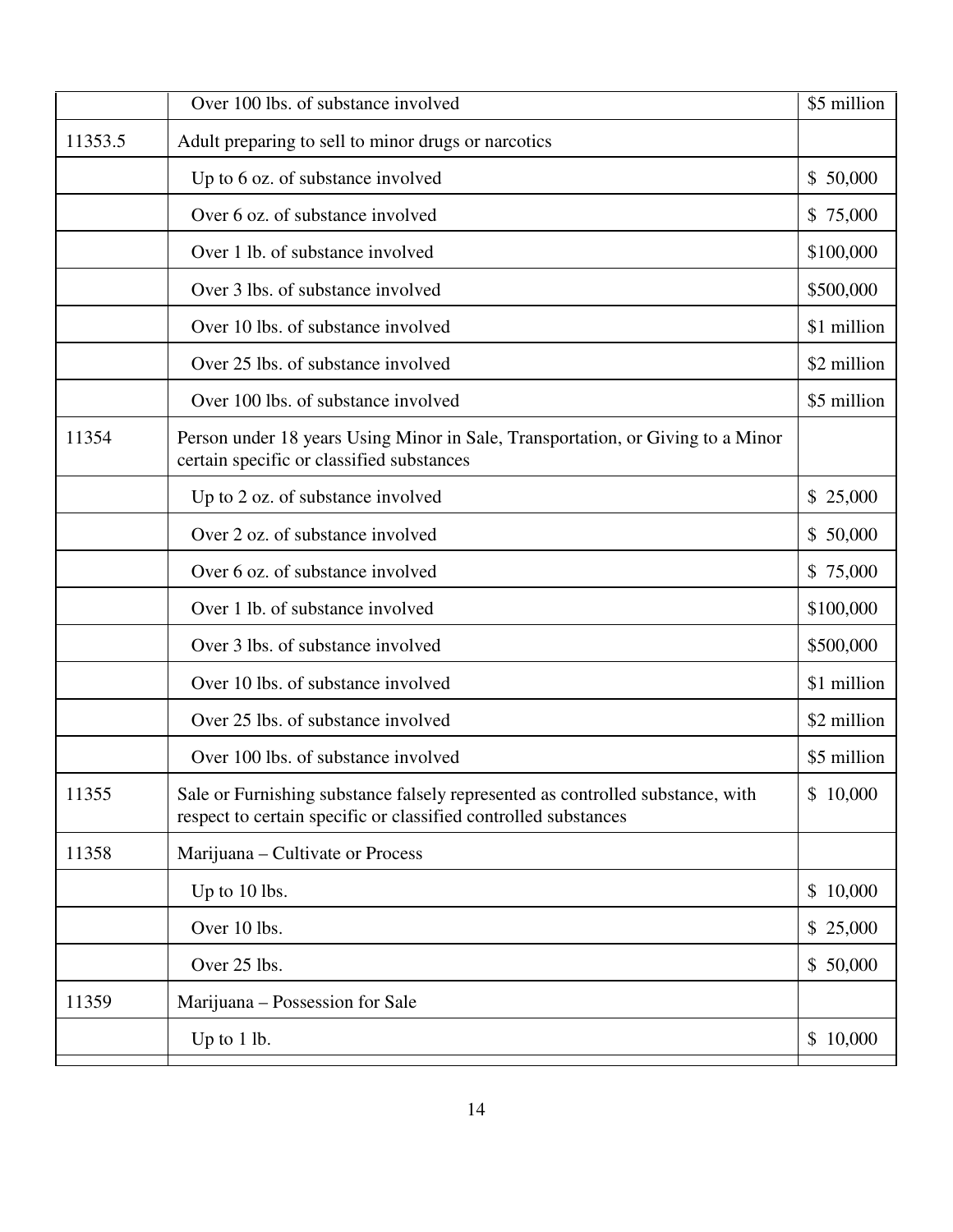| | | |
|---|---|---|
| | Over 100 lbs. of substance involved | $5 million |
| 11353.5 | Adult preparing to sell to minor drugs or narcotics | |
| | Up to 6 oz. of substance involved | $ 50,000 |
| | Over 6 oz. of substance involved | $ 75,000 |
| | Over 1 lb. of substance involved | $100,000 |
| | Over 3 lbs. of substance involved | $500,000 |
| | Over 10 lbs. of substance involved | $1 million |
| | Over 25 lbs. of substance involved | $2 million |
| | Over 100 lbs. of substance involved | $5 million |
| 11354 | Person under 18 years Using Minor in Sale, Transportation, or Giving to a Minor certain specific or classified substances | |
| | Up to 2 oz. of substance involved | $ 25,000 |
| | Over 2 oz. of substance involved | $ 50,000 |
| | Over 6 oz. of substance involved | $ 75,000 |
| | Over 1 lb. of substance involved | $100,000 |
| | Over 3 lbs. of substance involved | $500,000 |
| | Over 10 lbs. of substance involved | $1 million |
| | Over 25 lbs. of substance involved | $2 million |
| | Over 100 lbs. of substance involved | $5 million |
| 11355 | Sale or Furnishing substance falsely represented as controlled substance, with respect to certain specific or classified controlled substances | $ 10,000 |
| 11358 | Marijuana – Cultivate or Process | |
| | Up to 10 lbs. | $ 10,000 |
| | Over 10 lbs. | $ 25,000 |
| | Over 25 lbs. | $ 50,000 |
| 11359 | Marijuana – Possession for Sale | |
| | Up to 1 lb. | $ 10,000 |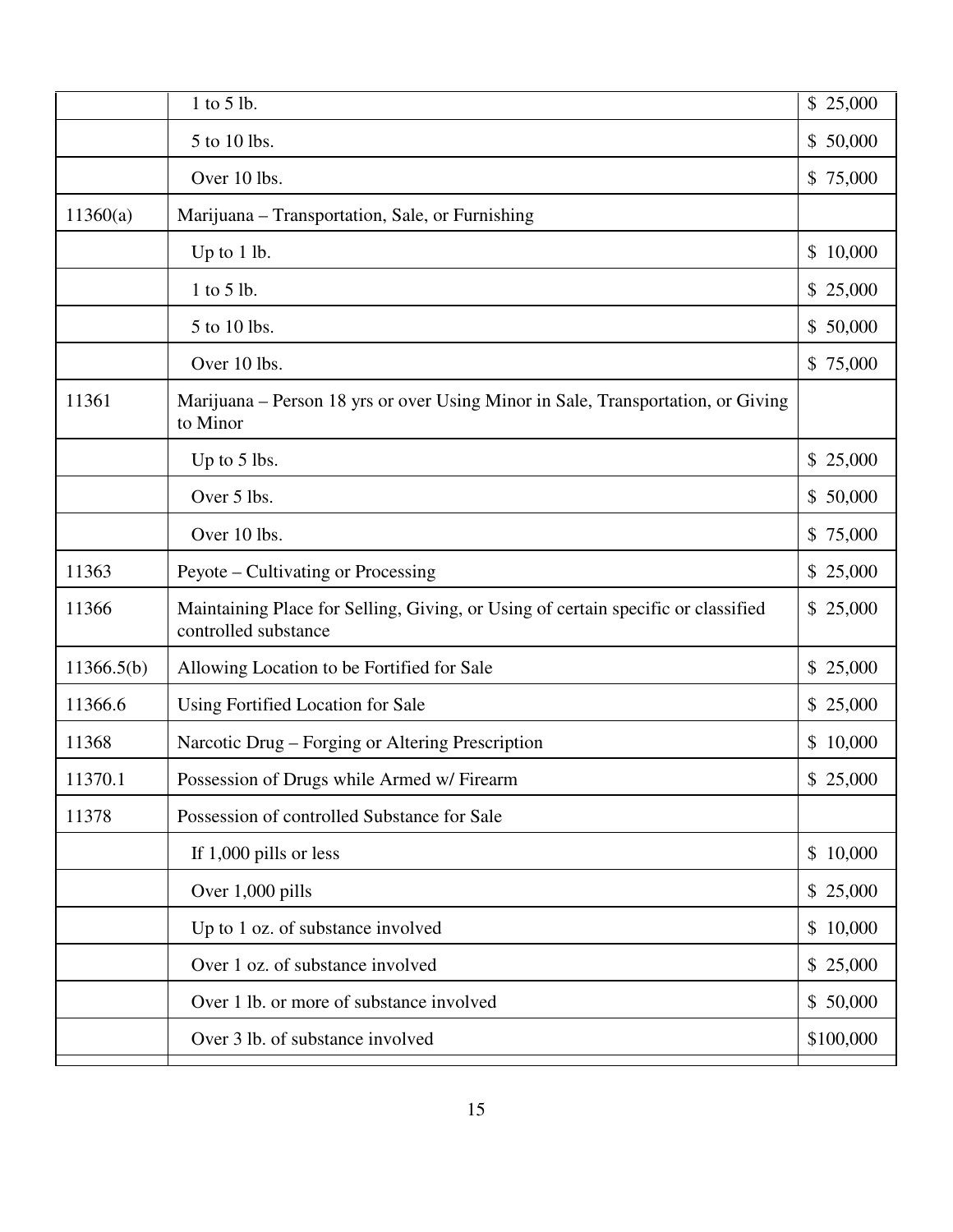| | | |
|---|---|---|
| | 1 to 5 lb. | $ 25,000 |
| | 5 to 10 lbs. | $ 50,000 |
| | Over 10 lbs. | $ 75,000 |
| 11360(a) | Marijuana – Transportation, Sale, or Furnishing | |
| | Up to 1 lb. | $ 10,000 |
| | 1 to 5 lb. | $ 25,000 |
| | 5 to 10 lbs. | $ 50,000 |
| | Over 10 lbs. | $ 75,000 |
| 11361 | Marijuana – Person 18 yrs or over Using Minor in Sale, Transportation, or Giving to Minor | |
| | Up to 5 lbs. | $ 25,000 |
| | Over 5 lbs. | $ 50,000 |
| | Over 10 lbs. | $ 75,000 |
| 11363 | Peyote – Cultivating or Processing | $ 25,000 |
| 11366 | Maintaining Place for Selling, Giving, or Using of certain specific or classified controlled substance | $ 25,000 |
| 11366.5(b) | Allowing Location to be Fortified for Sale | $ 25,000 |
| 11366.6 | Using Fortified Location for Sale | $ 25,000 |
| 11368 | Narcotic Drug – Forging or Altering Prescription | $ 10,000 |
| 11370.1 | Possession of Drugs while Armed w/ Firearm | $ 25,000 |
| 11378 | Possession of controlled Substance for Sale | |
| | If 1,000 pills or less | $ 10,000 |
| | Over 1,000 pills | $ 25,000 |
| | Up to 1 oz. of substance involved | $ 10,000 |
| | Over 1 oz. of substance involved | $ 25,000 |
| | Over 1 lb. or more of substance involved | $ 50,000 |
| | Over 3 lb. of substance involved | $100,000 |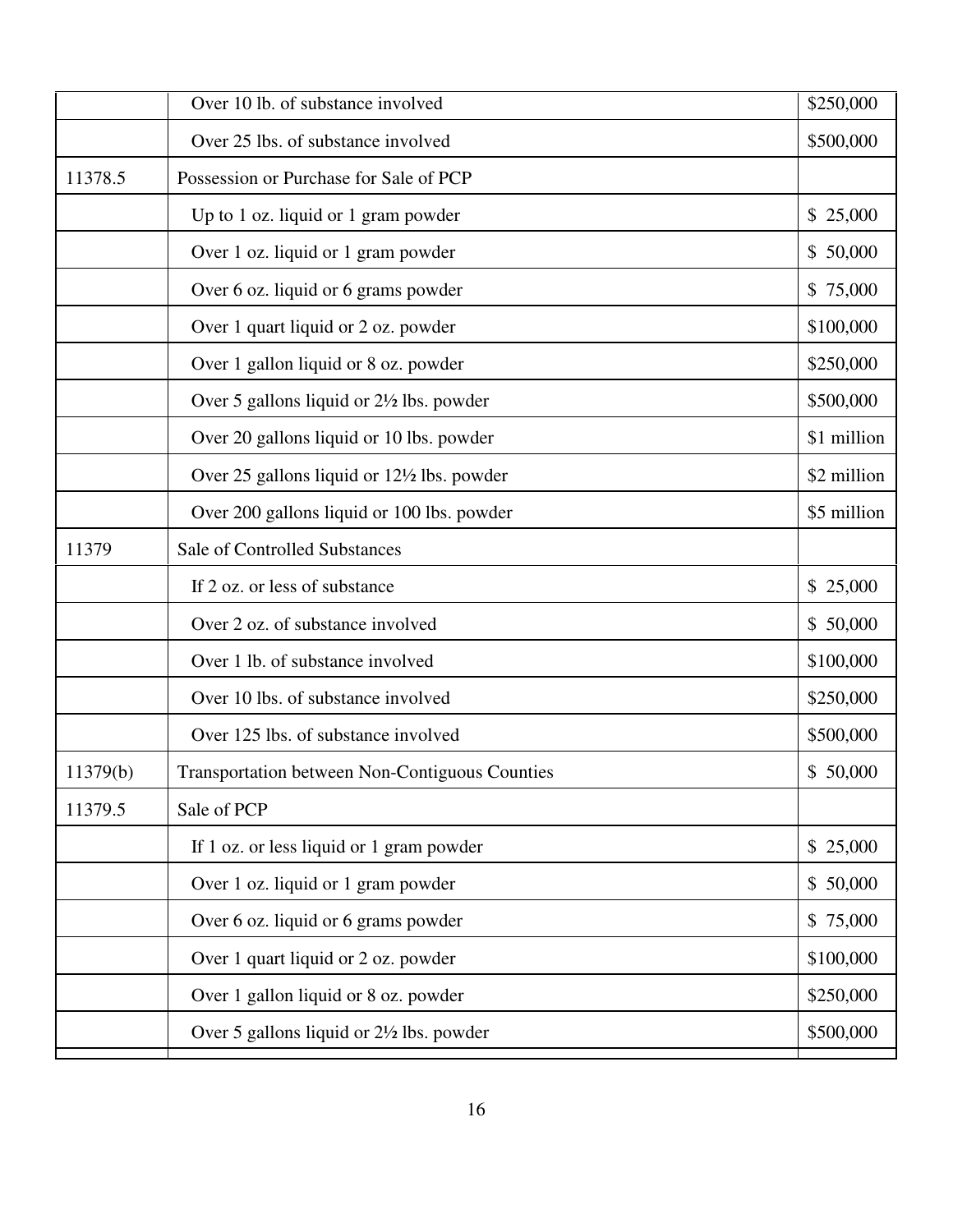| | | |
|---|---|---|
| | Over 10 lb. of substance involved | $250,000 |
| | Over 25 lbs. of substance involved | $500,000 |
| 11378.5 | Possession or Purchase for Sale of PCP | |
| | Up to 1 oz. liquid or 1 gram powder | $ 25,000 |
| | Over 1 oz. liquid or 1 gram powder | $ 50,000 |
| | Over 6 oz. liquid or 6 grams powder | $ 75,000 |
| | Over 1 quart liquid or 2 oz. powder | $100,000 |
| | Over 1 gallon liquid or 8 oz. powder | $250,000 |
| | Over 5 gallons liquid or 2½ lbs. powder | $500,000 |
| | Over 20 gallons liquid or 10 lbs. powder | $1 million |
| | Over 25 gallons liquid or 12½ lbs. powder | $2 million |
| | Over 200 gallons liquid or 100 lbs. powder | $5 million |
| 11379 | Sale of Controlled Substances | |
| | If 2 oz. or less of substance | $ 25,000 |
| | Over 2 oz. of substance involved | $ 50,000 |
| | Over 1 lb. of substance involved | $100,000 |
| | Over 10 lbs. of substance involved | $250,000 |
| | Over 125 lbs. of substance involved | $500,000 |
| 11379(b) | Transportation between Non-Contiguous Counties | $ 50,000 |
| 11379.5 | Sale of PCP | |
| | If 1 oz. or less liquid or 1 gram powder | $ 25,000 |
| | Over 1 oz. liquid or 1 gram powder | $ 50,000 |
| | Over 6 oz. liquid or 6 grams powder | $ 75,000 |
| | Over 1 quart liquid or 2 oz. powder | $100,000 |
| | Over 1 gallon liquid or 8 oz. powder | $250,000 |
| | Over 5 gallons liquid or 2½ lbs. powder | $500,000 |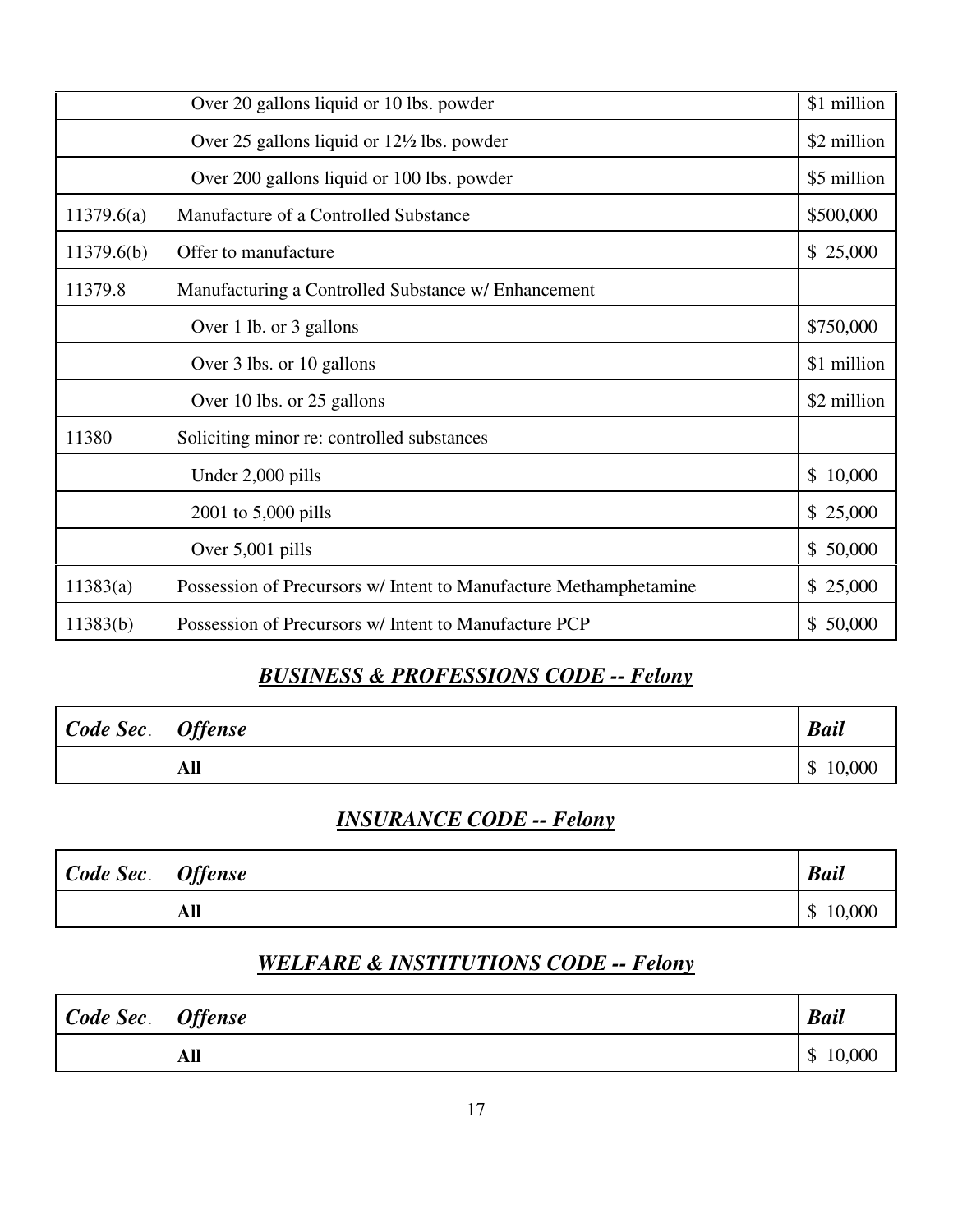| | | |
|---|---|---|
| | Over 20 gallons liquid or 10 lbs. powder | $1 million |
| | Over 25 gallons liquid or 12½ lbs. powder | $2 million |
| | Over 200 gallons liquid or 100 lbs. powder | $5 million |
| 11379.6(a) | Manufacture of a Controlled Substance | $500,000 |
| 11379.6(b) | Offer to manufacture | $ 25,000 |
| 11379.8 | Manufacturing a Controlled Substance w/ Enhancement | |
| | Over 1 lb. or 3 gallons | $750,000 |
| | Over 3 lbs. or 10 gallons | $1 million |
| | Over 10 lbs. or 25 gallons | $2 million |
| 11380 | Soliciting minor re: controlled substances | |
| | Under 2,000 pills | $ 10,000 |
| | 2001 to 5,000 pills | $ 25,000 |
| | Over 5,001 pills | $ 50,000 |
| 11383(a) | Possession of Precursors w/ Intent to Manufacture Methamphetamine | $ 25,000 |
| 11383(b) | Possession of Precursors w/ Intent to Manufacture PCP | $ 50,000 |

## ***BUSINESS & PROFESSIONS CODE -- Felony***

| *Code Sec*. | *Offense* | *Bail* |
|---|---|---|
| | **All** | $ 10,000 |

## ***INSURANCE CODE -- Felony***

| *Code Sec*. | *Offense* | *Bail* |
|---|---|---|
| | **All** | $ 10,000 |

## ***WELFARE & INSTITUTIONS CODE -- Felony***

| *Code Sec*. | *Offense* | *Bail* |
|---|---|---|
| | **All** | $ 10,000 |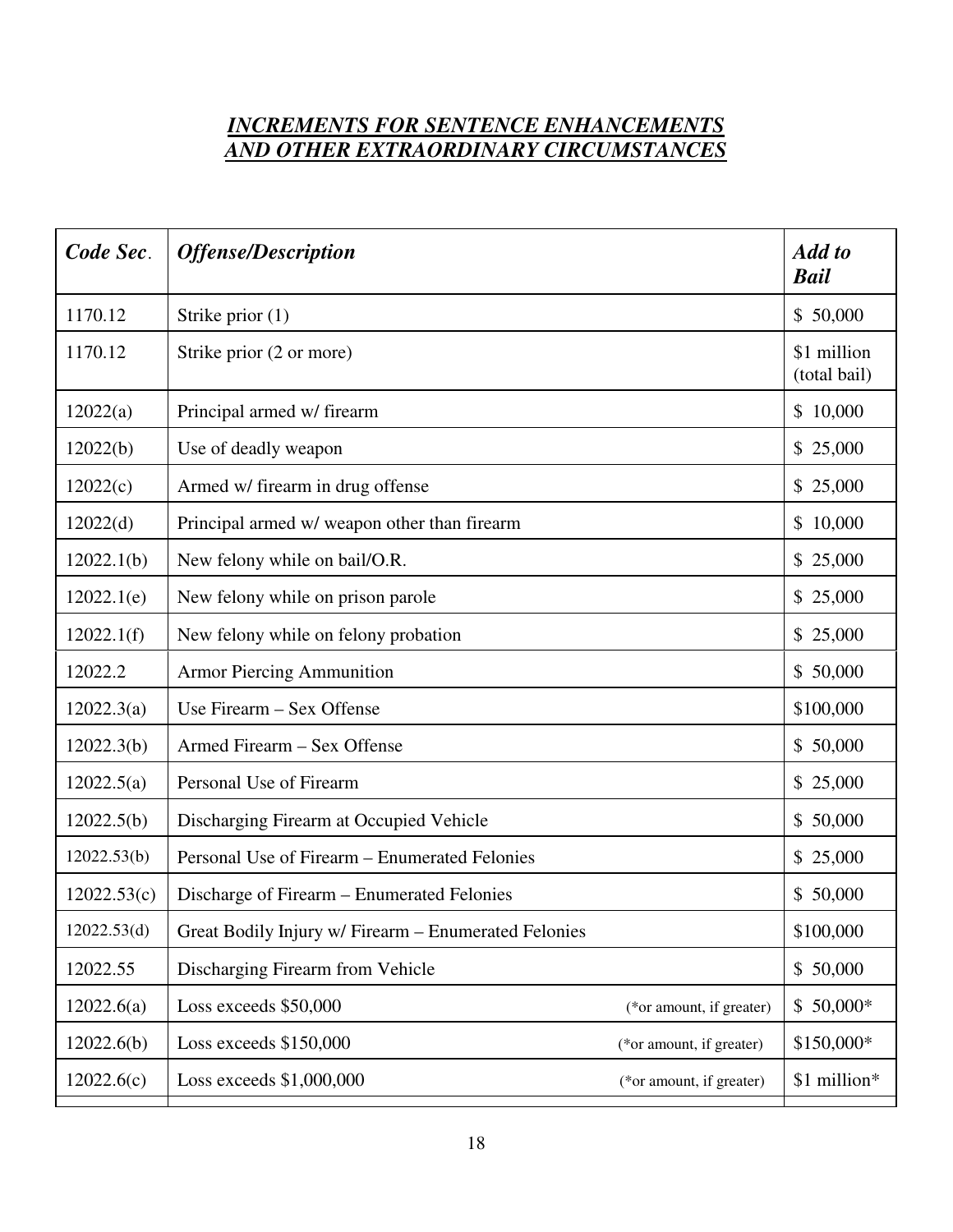## ***INCREMENTS FOR SENTENCE ENHANCEMENTS AND OTHER EXTRAORDINARY CIRCUMSTANCES***

| ***Code Sec.*** | ***Offense/Description*** | | ***Add to Bail*** |
|---|---|---|---|
| 1170.12 | Strike prior (1) | | $ 50,000 |
| 1170.12 | Strike prior (2 or more) | | $1 million (total bail) |
| 12022(a) | Principal armed w/ firearm | | $ 10,000 |
| 12022(b) | Use of deadly weapon | | $ 25,000 |
| 12022(c) | Armed w/ firearm in drug offense | | $ 25,000 |
| 12022(d) | Principal armed w/ weapon other than firearm | | $ 10,000 |
| 12022.1(b) | New felony while on bail/O.R. | | $ 25,000 |
| 12022.1(e) | New felony while on prison parole | | $ 25,000 |
| 12022.1(f) | New felony while on felony probation | | $ 25,000 |
| 12022.2 | Armor Piercing Ammunition | | $ 50,000 |
| 12022.3(a) | Use Firearm – Sex Offense | | $100,000 |
| 12022.3(b) | Armed Firearm – Sex Offense | | $ 50,000 |
| 12022.5(a) | Personal Use of Firearm | | $ 25,000 |
| 12022.5(b) | Discharging Firearm at Occupied Vehicle | | $ 50,000 |
| 12022.53(b) | Personal Use of Firearm – Enumerated Felonies | | $ 25,000 |
| 12022.53(c) | Discharge of Firearm – Enumerated Felonies | | $ 50,000 |
| 12022.53(d) | Great Bodily Injury w/ Firearm – Enumerated Felonies | | $100,000 |
| 12022.55 | Discharging Firearm from Vehicle | | $ 50,000 |
| 12022.6(a) | Loss exceeds $50,000 | (*or amount, if greater) | $ 50,000* |
| 12022.6(b) | Loss exceeds $150,000 | (*or amount, if greater) | $150,000* |
| 12022.6(c) | Loss exceeds $1,000,000 | (*or amount, if greater) | $1 million* |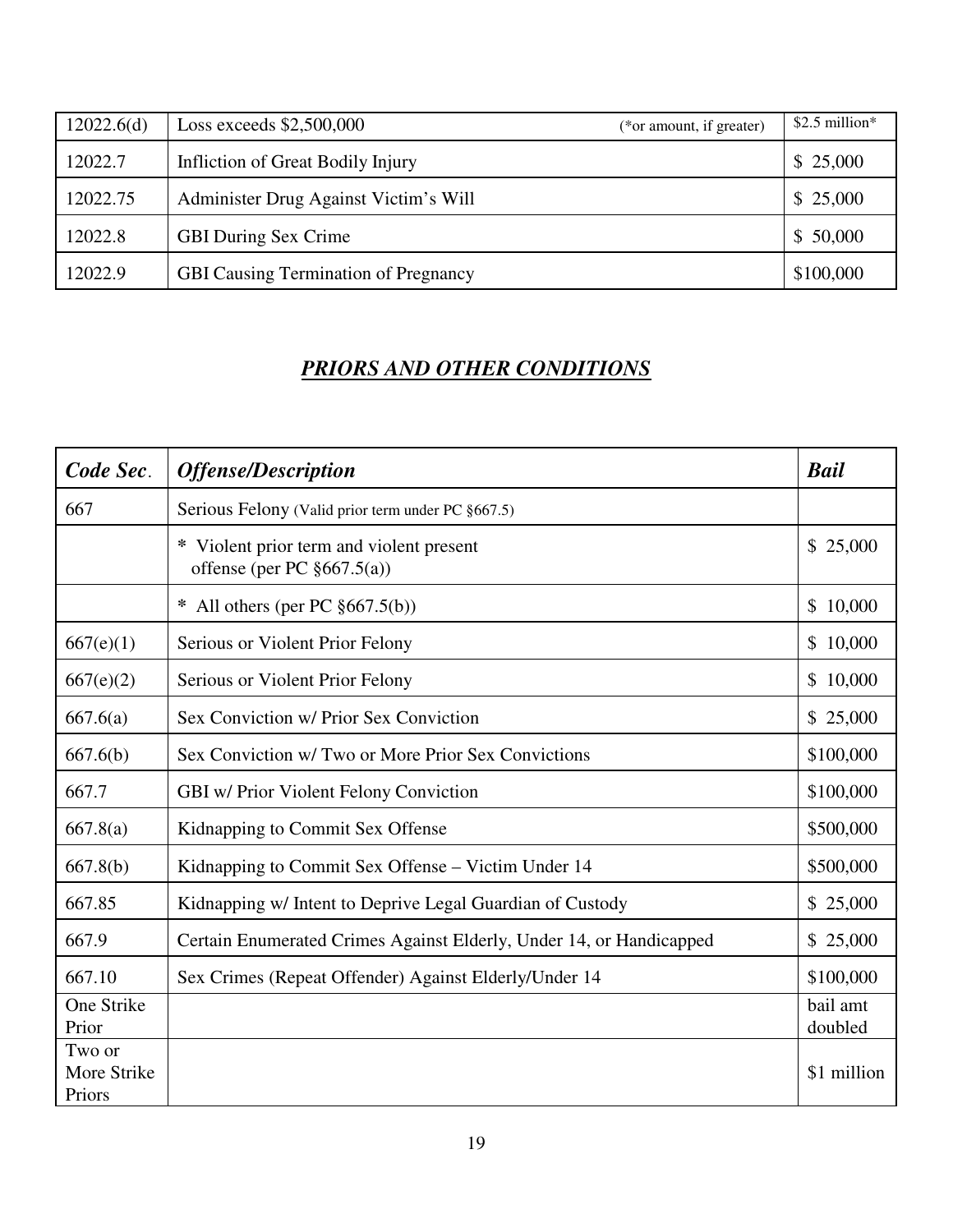| | | |
|---|---|---|
| 12022.6(d) | Loss exceeds $2,500,000 (*or amount, if greater) | $2.5 million* |
| 12022.7 | Infliction of Great Bodily Injury | $ 25,000 |
| 12022.75 | Administer Drug Against Victim's Will | $ 25,000 |
| 12022.8 | GBI During Sex Crime | $ 50,000 |
| 12022.9 | GBI Causing Termination of Pregnancy | $100,000 |

## ***PRIORS AND OTHER CONDITIONS***

| ***Code Sec.*** | ***Offense/Description*** | ***Bail*** |
|---|---|---|
| 667 | Serious Felony (Valid prior term under PC §667.5) | |
| | * Violent prior term and violent present offense (per PC §667.5(a)) | $ 25,000 |
| | * All others (per PC §667.5(b)) | $ 10,000 |
| 667(e)(1) | Serious or Violent Prior Felony | $ 10,000 |
| 667(e)(2) | Serious or Violent Prior Felony | $ 10,000 |
| 667.6(a) | Sex Conviction w/ Prior Sex Conviction | $ 25,000 |
| 667.6(b) | Sex Conviction w/ Two or More Prior Sex Convictions | $100,000 |
| 667.7 | GBI w/ Prior Violent Felony Conviction | $100,000 |
| 667.8(a) | Kidnapping to Commit Sex Offense | $500,000 |
| 667.8(b) | Kidnapping to Commit Sex Offense – Victim Under 14 | $500,000 |
| 667.85 | Kidnapping w/ Intent to Deprive Legal Guardian of Custody | $ 25,000 |
| 667.9 | Certain Enumerated Crimes Against Elderly, Under 14, or Handicapped | $ 25,000 |
| 667.10 | Sex Crimes (Repeat Offender) Against Elderly/Under 14 | $100,000 |
| One Strike Prior | | bail amt doubled |
| Two or More Strike Priors | | $1 million |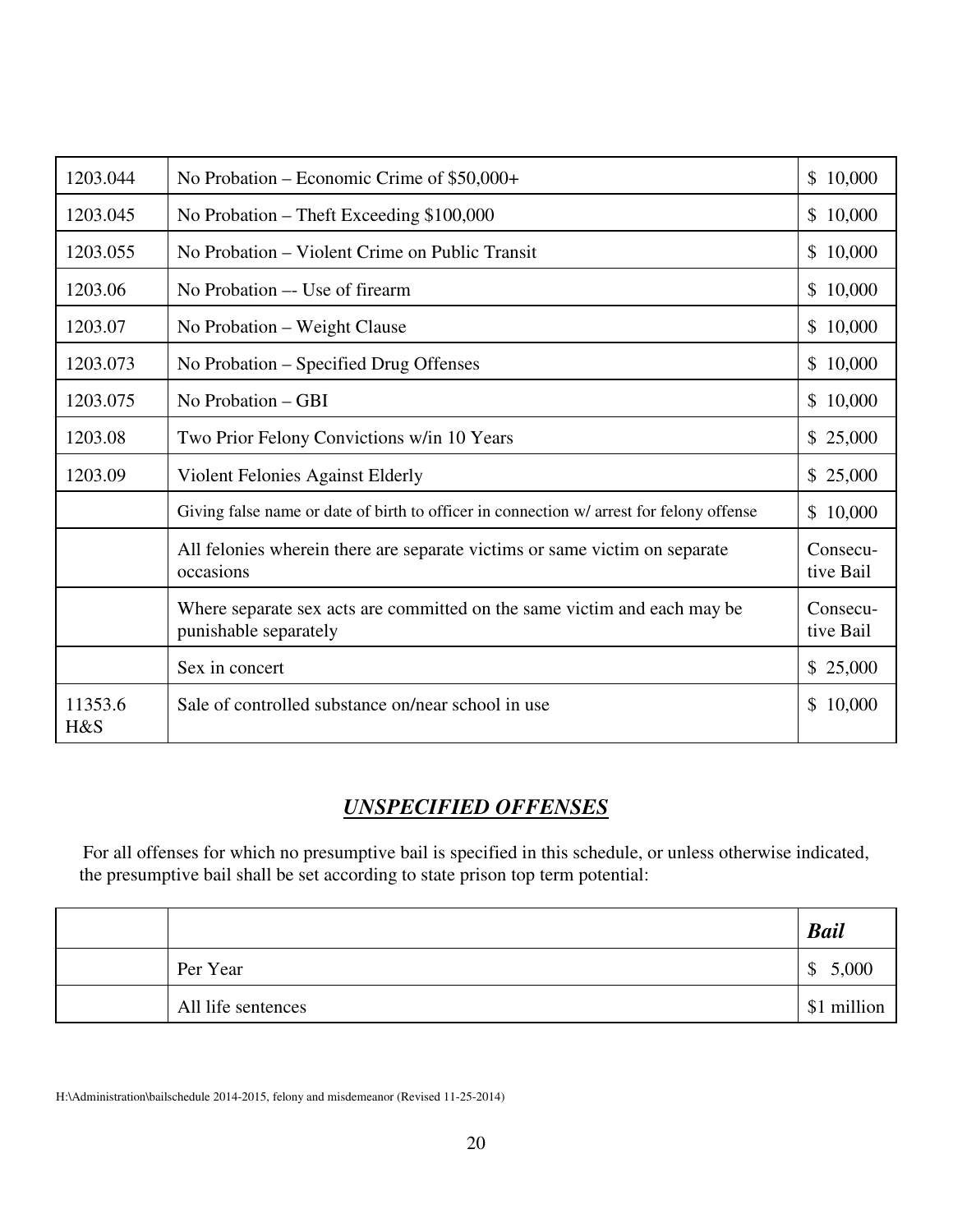| | | |
|---|---|---|
| 1203.044 | No Probation – Economic Crime of $50,000+ | $ 10,000 |
| 1203.045 | No Probation – Theft Exceeding $100,000 | $ 10,000 |
| 1203.055 | No Probation – Violent Crime on Public Transit | $ 10,000 |
| 1203.06 | No Probation –- Use of firearm | $ 10,000 |
| 1203.07 | No Probation – Weight Clause | $ 10,000 |
| 1203.073 | No Probation – Specified Drug Offenses | $ 10,000 |
| 1203.075 | No Probation – GBI | $ 10,000 |
| 1203.08 | Two Prior Felony Convictions w/in 10 Years | $ 25,000 |
| 1203.09 | Violent Felonies Against Elderly | $ 25,000 |
| | Giving false name or date of birth to officer in connection w/ arrest for felony offense | $ 10,000 |
| | All felonies wherein there are separate victims or same victim on separate occasions | Consecu-tive Bail |
| | Where separate sex acts are committed on the same victim and each may be punishable separately | Consecu-tive Bail |
| | Sex in concert | $ 25,000 |
| 11353.6 H&S | Sale of controlled substance on/near school in use | $ 10,000 |

## *UNSPECIFIED OFFENSES*

For all offenses for which no presumptive bail is specified in this schedule, or unless otherwise indicated, the presumptive bail shall be set according to state prison top term potential:

| | | ***Bail*** |
|---|---|---|
| | Per Year | $ 5,000 |
| | All life sentences | $1 million |

H:\Administration\bailschedule 2014-2015, felony and misdemeanor (Revised 11-25-2014)